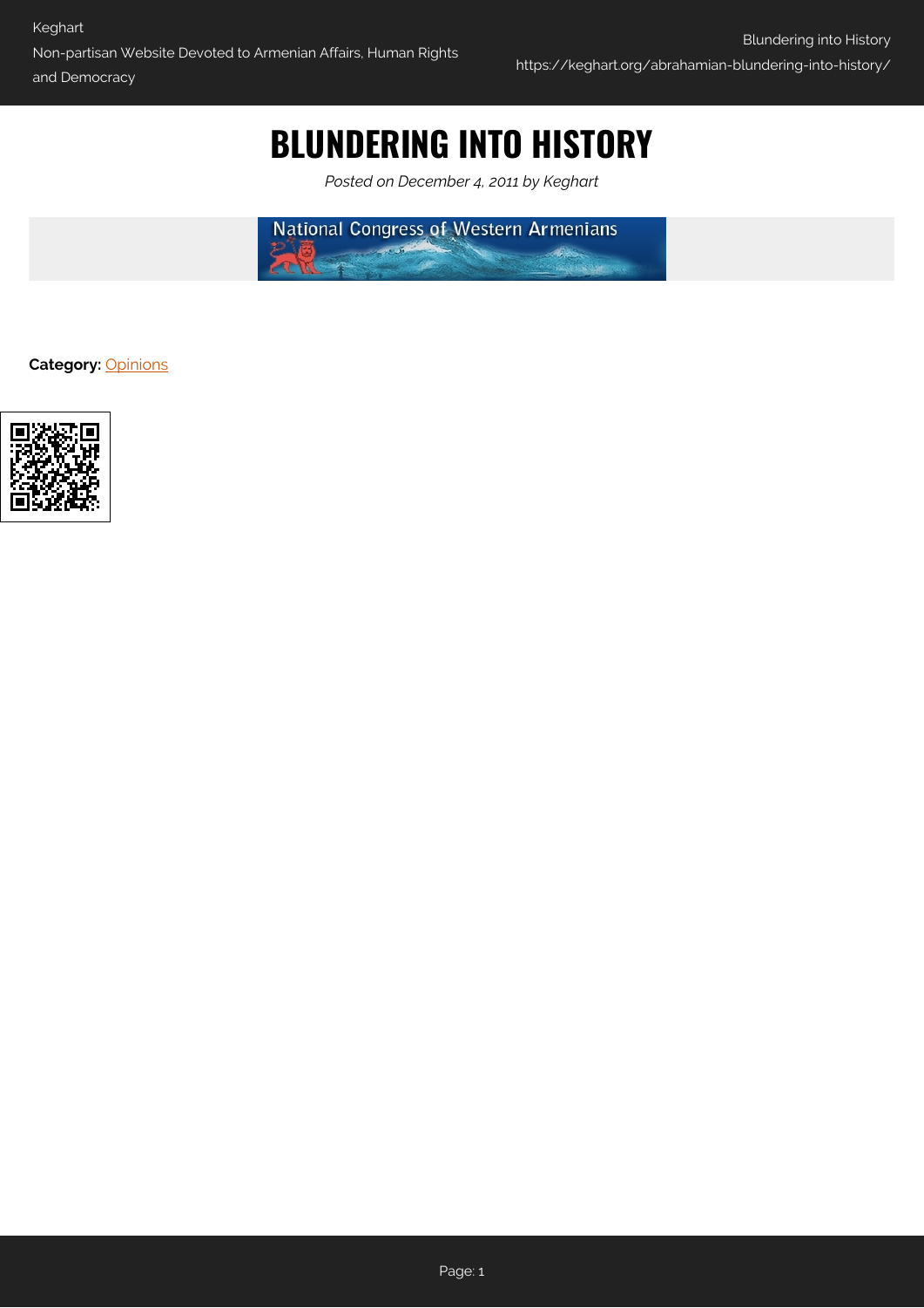# BLUNDERING INTO HISTORY

*Posted on December 4, 2011 by Keghart*

National Congress of Western Armenians

**Category:** Opinions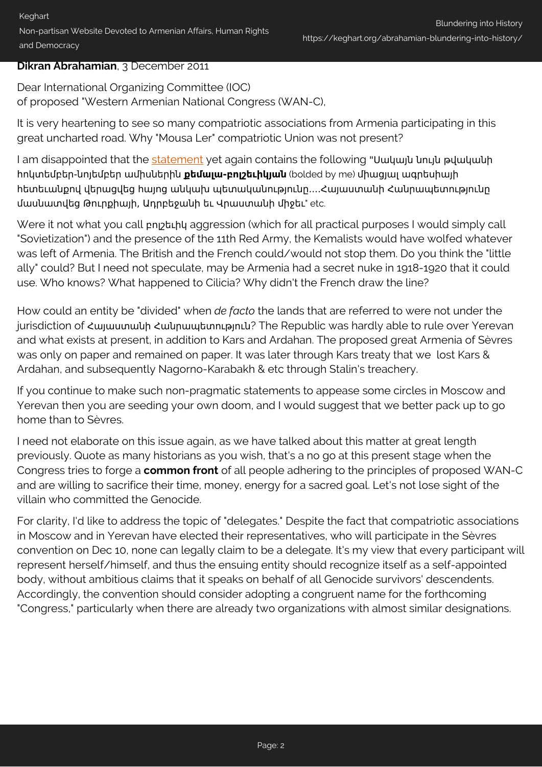**Dikran Abrahamian**, 3 December 2011

Dear International Organizing Committee (IOC)
of proposed "Western Armenian National Congress (WAN-C),

It is very heartening to see so many compatriotic associations from Armenia participating in this great uncharted road. Why "Mousa Ler" compatriotic Union was not present?

I am disappointed that the statement yet again contains the following "Սակայն նույն թվականի հոկտեմբեր-նոյեմբեր ամիսներին **քեմալա-բոլշեւիկյան** (bolded by me) միացյալ ագրեսիայի հետեւանքով վերացվեց հայոց անկախ պետականությունը....Հայաստանի Հանրապետությունը մասնատվեց Թուրքիայի, Ադրբեջանի եւ Վրաստանի միջեւ" etc.

Were it not what you call բոլշեւիկ aggression (which for all practical purposes I would simply call "Sovietization") and the presence of the 11th Red Army, the Kemalists would have wolfed whatever was left of Armenia. The British and the French could/would not stop them. Do you think the "little ally" could? But I need not speculate, may be Armenia had a secret nuke in 1918-1920 that it could use. Who knows? What happened to Cilicia? Why didn't the French draw the line?

How could an entity be "divided" when *de facto* the lands that are referred to were not under the jurisdiction of Հայաստանի Հանրապետություն? The Republic was hardly able to rule over Yerevan and what exists at present, in addition to Kars and Ardahan. The proposed great Armenia of Sèvres was only on paper and remained on paper. It was later through Kars treaty that we lost Kars & Ardahan, and subsequently Nagorno-Karabakh & etc through Stalin's treachery.

If you continue to make such non-pragmatic statements to appease some circles in Moscow and Yerevan then you are seeding your own doom, and I would suggest that we better pack up to go home than to Sèvres.

I need not elaborate on this issue again, as we have talked about this matter at great length previously. Quote as many historians as you wish, that's a no go at this present stage when the Congress tries to forge a **common front** of all people adhering to the principles of proposed WAN-C and are willing to sacrifice their time, money, energy for a sacred goal. Let's not lose sight of the villain who committed the Genocide.

For clarity, I'd like to address the topic of "delegates." Despite the fact that compatriotic associations in Moscow and in Yerevan have elected their representatives, who will participate in the Sèvres convention on Dec 10, none can legally claim to be a delegate. It's my view that every participant will represent herself/himself, and thus the ensuing entity should recognize itself as a self-appointed body, without ambitious claims that it speaks on behalf of all Genocide survivors' descendents. Accordingly, the convention should consider adopting a congruent name for the forthcoming "Congress," particularly when there are already two organizations with almost similar designations.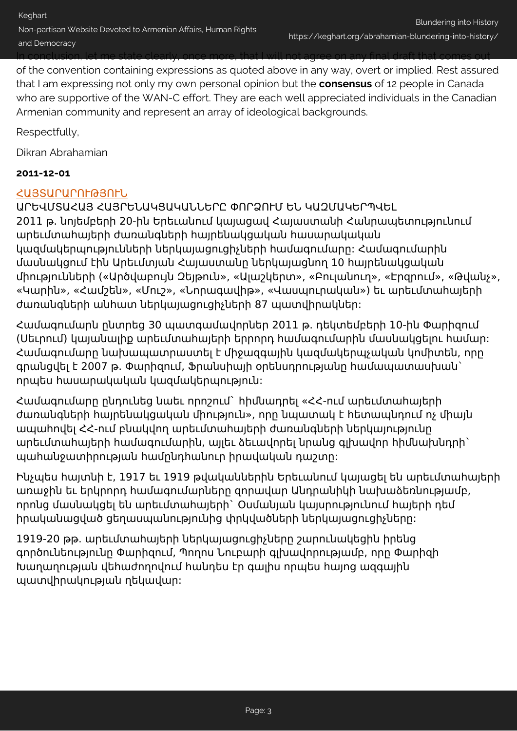In conclusion, let me state clearly, once more, that I will not agree on any final draft that comes out of the convention containing expressions as quoted above in any way, overt or implied. Rest assured that I am expressing not only my own personal opinion but the **consensus** of 12 people in Canada who are supportive of the WAN-C effort. They are each well appreciated individuals in the Canadian Armenian community and represent an array of ideological backgrounds.

Respectfully,

Dikran Abrahamian

**2011-12-01**

ՀԱՅՏԱՐԱՐՈՒԹՅՈՒՆ

ԱՐԵՎՄՏԱՀԱՅ ՀԱՅՐԵՆԱԿՑԱԿԱՆՆԵՐԸ ՓՈՐՁՈՒՄ ԵՆ ԿԱԶՄԱԿԵՐՊՎԵԼ

2011 թ. նոյեմբերի 20-ին Երեւանում կայացավ Հայաստանի Հանրապետությունում արեւմտահայերի ժառանգների հայրենակցական հասարակական կազմակերպությունների ներկայացուցիչների համագումարը: Համագումարին մասնակցում էին Արեւմտյան Հայաստանը ներկայացնող 10 հայրենակցական միությունների («Արծվաբույն Զեյթուն», «Ալաշկերտ», «Բուլանուղ», «Էրզրում», «Թվանչ», «Կարին», «Համշեն», «Մուշ», «Նորագավիթ», «Վասպուրական») եւ արեւմտահայերի ժառանգների անհատ ներկայացուցիչների 87 պատվիրակներ:

Համագումարն ընտրեց 30 պատգամավորներ 2011 թ. դեկտեմբերի 10-ին Փարիզում (Սեւրում) կայանալիք արեւմտահայերի երրորդ համագումարին մասնակցելու համար: Համագումարը նախապատրաստել է միջազգային կազմակերպչական կոմիտեն, որը գրանցվել է 2007 թ. Փարիզում, Ֆրանսիայի օրենսդրությանը համապատասխան՝ որպես հասարակական կազմակերպություն:

Համագումարը ընդունեց նաեւ որոշում՝ հիմնադրել «ՀՀ-ում արեւմտահայերի ժառանգների հայրենակցական միություն», որը նպատակ է հետապնդում ոչ միայն ապահովել ՀՀ-ում բնակվող արեւմտահայերի ժառանգների ներկայությունը արեւմտահայերի համագումարին, այլեւ ձեւավորել նրանց գլխավոր հիմնախնդրի՝ պահանջատիրության համընդհանուր իրավական դաշտը:

Ինչպես հայտնի է, 1917 եւ 1919 թվականներին Երեւանում կայացել են արեւմտահայերի առաջին եւ երկրորդ համագումարները զորավար Անդրանիկի նախաձեռնությամբ, որոնց մասնակցել են արեւմտահայերի՝ Օսմանյան կայսրությունում հայերի դեմ իրականացված ցեղասպանությունից փրկվածների ներկայացուցիչները:

1919-20 թթ. արեւմտահայերի ներկայացուցիչները շարունակեցին իրենց գործունեությունը Փարիզում, Պողոս Նուբարի գլխավորությամբ, որը Փարիզի Խաղաղության վեհաժողովում հանդես էր գալիս որպես հայոց ազգային պատվիրակության ղեկավար: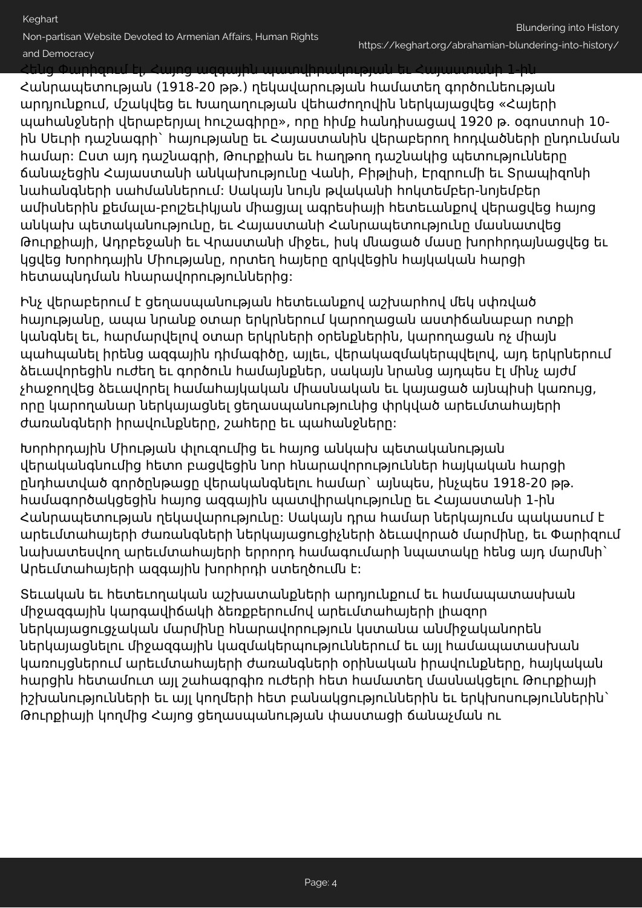Հենց Փարիզում էլ, Հայոց ազգային պատվիրակության եւ Հայաստանի 1-ին Հանրապետության (1918-20 թթ.) ղեկավարության համատեղ գործունեության արդյունքում, մշակվեց եւ Խաղաղության վեհաժողովին ներկայացվեց «Հայերի պահանջների վերաբերյալ հուշագիրը», որը հիմք հանդիսացավ 1920 թ. օգոստոսի 10-ին Սեւրի դաշնագրի` հայությանը եւ Հայաստանին վերաբերող հոդվածների ընդունման համար: Ըստ այդ դաշնագրի, Թուրքիան եւ հաղթող դաշնակից պետությունները ճանաչեցին Հայաստանի անկախությունը Վանի, Բիթլիսի, Էրզրումի եւ Տրապիզոնի նահանգների սահմաններում: Սակայն նույն թվականի հոկտեմբեր-նոյեմբեր ամիսներին քեմալա-բոլշեւիկյան միացյալ ագրեսիայի հետեւանքով վերացվեց հայոց անկախ պետականությունը, եւ Հայաստանի Հանրապետությունը մասնատվեց Թուրքիայի, Ադրբեջանի եւ Վրաստանի միջեւ, իսկ մնացած մասը խորհրդայնացվեց եւ կցվեց Խորհրդային Միությանը, որտեղ հայերը զրկվեցին հայկական հարցի հետապնդման հնարավորություններից:

Ինչ վերաբերում է ցեղասպանության հետեւանքով աշխարհով մեկ սփռված հայությանը, ապա նրանք օտար երկրներում կարողացան աստիճանաբար ոտքի կանգնել եւ, հարմարվելով օտար երկրների օրենքներին, կարողացան ոչ միայն պահպանել իրենց ազգային դիմագիծը, այլեւ, վերակազմակերպվելով, այդ երկրներում ձեւավորեցին ուժեղ եւ գործուն համայնքներ, սակայն նրանց այդպես էլ մինչ այժմ չհաջողվեց ձեւավորել համահայկական միասնական եւ կայացած այնպիսի կառույց, որը կարողանար ներկայացնել ցեղասպանությունից փրկված արեւմտահայերի ժառանգների իրավունքները, շահերը եւ պահանջները:

Խորհրդային Միության փլուզումից եւ հայոց անկախ պետականության վերականգնումից հետո բացվեցին նոր հնարավորություններ հայկական հարցի ընդհատված գործընթացը վերականգնելու համար` այնպես, ինչպես 1918-20 թթ. համագործակցեցին հայոց ազգային պատվիրակությունը եւ Հայաստանի 1-ին Հանրապետության ղեկավարությունը: Սակայն դրա համար ներկայումս պակասում է արեւմտահայերի ժառանգների ներկայացուցիչների ձեւավորած մարմինը, եւ Փարիզում նախատեսվող արեւմտահայերի երրորդ համագումարի նպատակը հենց այդ մարմնի` Արեւմտահայերի ազգային խորհրդի ստեղծումն է:

Տեւական եւ հետեւողական աշխատանքների արդյունքում եւ համապատասխան միջազգային կարգավիճակի ձեռքբերումով արեւմտահայերի լիազոր ներկայացուցչական մարմինը հնարավորություն կստանա անմիջականորեն ներկայացնելու միջազգային կազմակերպություններում եւ այլ համապատասխան կառույցներում արեւմտահայերի ժառանգների օրինական իրավունքները, հայկական հարցին հետամուտ այլ շահագրգիռ ուժերի հետ համատեղ մասնակցելու Թուրքիայի իշխանությունների եւ այլ կողմերի հետ բանակցություններին եւ երկխոսություններին` Թուրքիայի կողմից Հայոց ցեղասպանության փաստացի ճանաչման ու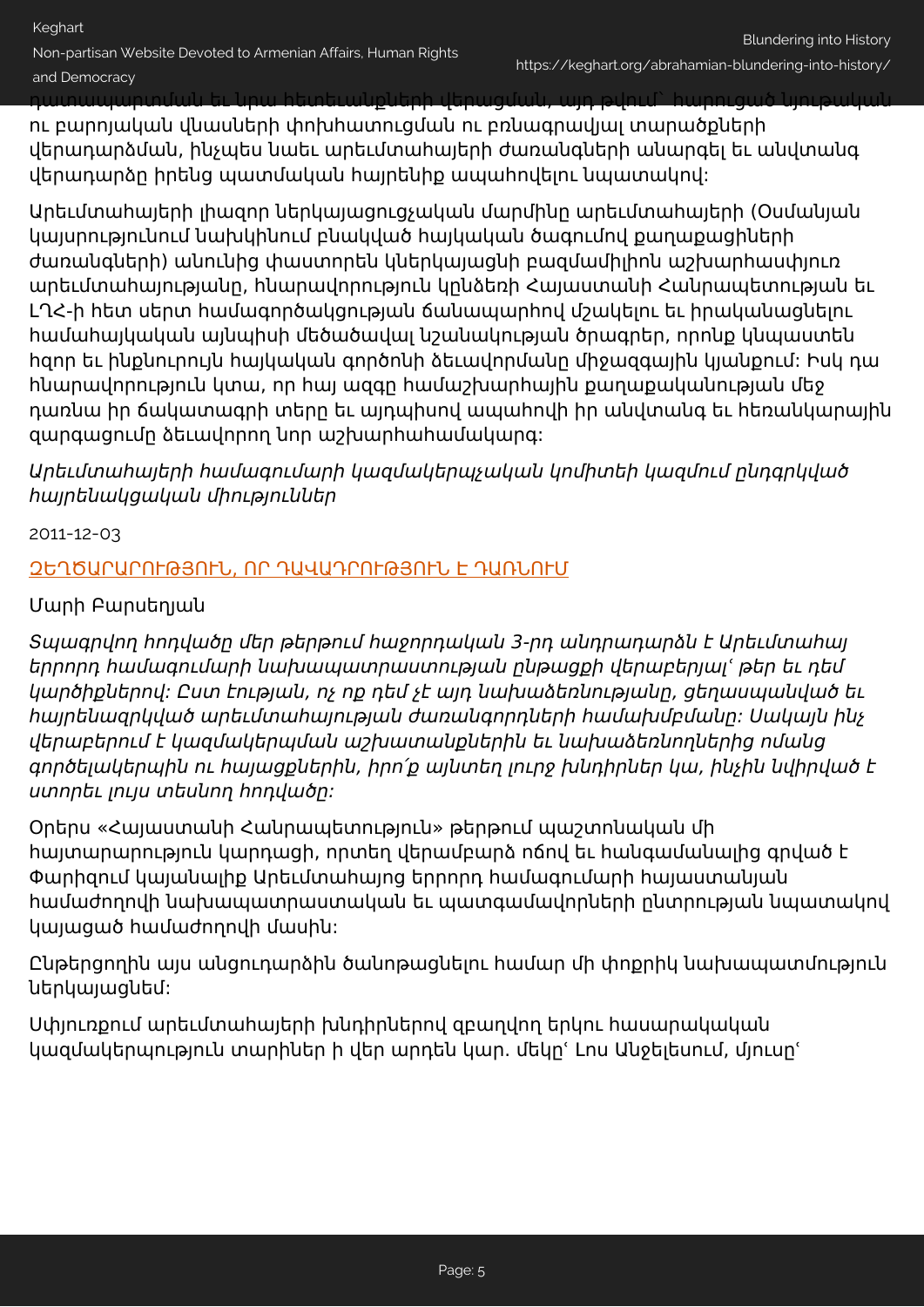դատապարտման եւ նրա հետեւանքների վերացման, այդ թվում` հարուցած նյութական ու բարոյական վնասների փոխհատուցման ու բռնագրավյալ տարածքների վերադարձման, ինչպես նաեւ արեւմտահայերի ժառանգների անարգել եւ անվտանգ վերադարձը իրենց պատմական հայրենիք ապահովելու նպատակով:

Արեւմտահայերի լիազոր ներկայացուցչական մարմինը արեւմտահայերի (Օսմանյան կայսրությունում նախկինում բնակված հայկական ծագումով քաղաքացիների ժառանգների) անունից փաստորեն կներկայացնի բազմամիլիոն աշխարհասփյուռ արեւմտահայությանը, հնարավորություն կընձեռի Հայաստանի Հանրապետության եւ ԼՂՀ-ի հետ սերտ համագործակցության ճանապարհով մշակելու եւ իրականացնելու համահայկական այնպիսի մեծածավալ նշանակության ծրագրեր, որոնք կնպաստեն հզոր եւ ինքնուրույն հայկական գործոնի ձեւավորմանը միջազգային կյանքում: Իսկ դա հնարավորություն կտա, որ հայ ազգը համաշխարհային քաղաքականության մեջ դառնա իր ճակատագրի տերը եւ այդպիսով ապահովի իր անվտանգ եւ հեռանկարային զարգացումը ձեւավորող նոր աշխարհահամակարգ:

*Արեւմտահայերի համագումարի կազմակերպչական կոմիտեի կազմում ընդգրկված հայրենակցական միություններ*

2011-12-03

## ՉԵՂՃԱՐԱՐՈՒԹՅՈՒՆ, ՈՐ ԴԱՎԱԴՐՈՒԹՅՈՒՆ Է ԴԱՌՆՈՒՄ

Մարի Բարսեղյան

*Տպագրվող հոդվածը մեր թերթում հաջորդական 3-րդ անդրադարձն է Արեւմտահայ երրորդ համագումարի նախապատրաստության ընթացքի վերաբերյալ՝ թեր եւ դեմ կարծիքներով: Ըստ էության, ոչ ոք դեմ չէ այդ նախաձեռնությանը, ցեղասպանված եւ հայրենազրկված արեւմտահայության ժառանգորդների համախմբմանը: Սակայն ինչ վերաբերում է կազմակերպման աշխատանքներին եւ նախաձեռնողներից ոմանց գործելակերպին ու հայացքներին, իրո՞ք այնտեղ լուրջ խնդիրներ կա, ինչին նվիրված է ստորեւ լույս տեսնող հոդվածը:*

Օրերս «Հայաստանի Հանրապետություն» թերթում պաշտոնական մի հայտարարություն կարդացի, որտեղ վերամբարձ ոճով եւ հանգամանալից գրված է Փարիզում կայանալիք Արեւմտահայոց երրորդ համագումարի հայաստանյան համաժողովի նախապատրաստական եւ պատգամավորների ընտրության նպատակով կայացած համաժողովի մասին:

Ընթերցողին այս անցուդարձին ծանոթացնելու համար մի փոքրիկ նախապատմություն ներկայացնեմ:

Սփյուռքում արեւմտահայերի խնդիրներով զբաղվող երկու հասարակական կազմակերպություն տարիներ ի վեր արդեն կար. մեկը՝ Լոս Անջելեսում, մյուսը՝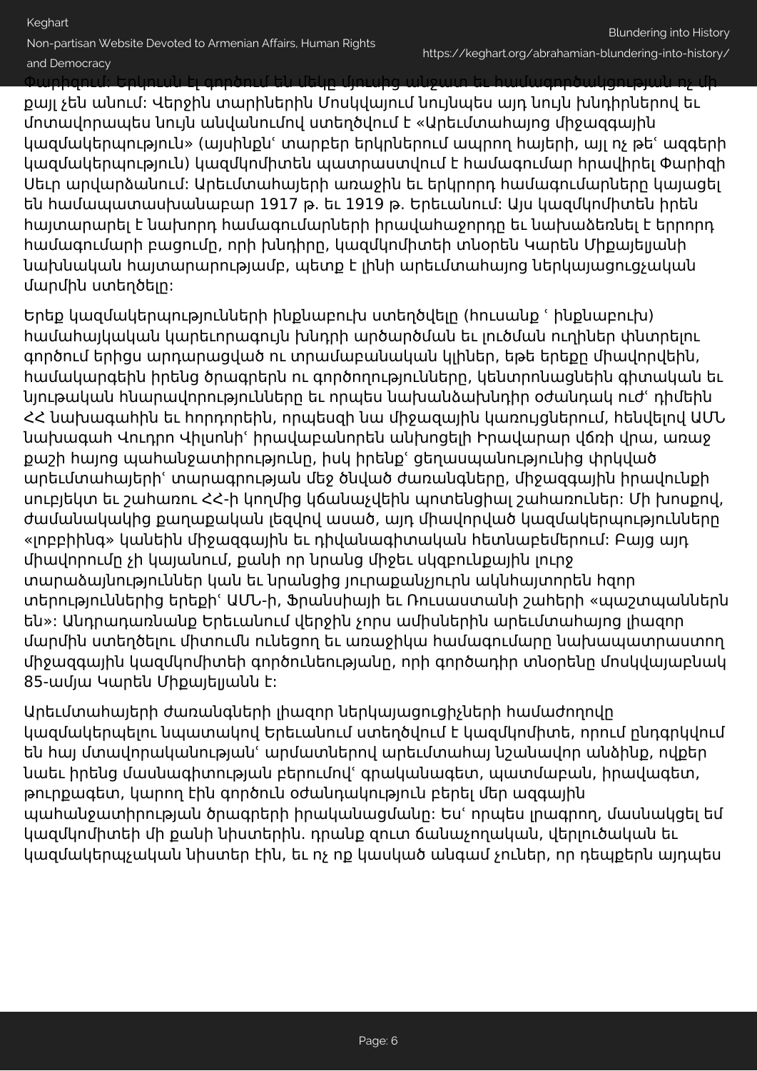Փարիզում: Երկուսն էլ գործում են մեկը մյուսից անջատ եւ համագործակցության ոչ մի քայլ չեն անում: Վերջին տարիներին Մոսկվայում նույնպես այդ նույն խնդիրներով եւ մոտավորապես նույն անվանումով ստեղծվում է «Արեւմտահայոց միջազգային կազմակերպություն» (այսինքն՝ տարբեր երկրներում ապրող հայերի, այլ ոչ թե՝ ազգերի կազմակերպություն) կազմկոմիտեն պատրաստվում է համագումար հրավիրել Փարիզի Սեւր արվարձանում: Արեւմտահայերի առաջին եւ երկրորդ համագումարները կայացել են համապատասխանաբար 1917 թ. եւ 1919 թ. Երեւանում: Այս կազմկոմիտեն իրեն հայտարարել է նախորդ համագումարների իրավահաջորդը եւ նախաձեռնել է երրորդ համագումարի բացումը, որի խնդիրը, կազմկոմիտեի տնօրեն Կարեն Միքայելյանի նախնական հայտարարությամբ, պետք է լինի արեւմտահայոց ներկայացուցչական մարմին ստեղծելը:

Երեք կազմակերպությունների ինքնաբուխ ստեղծվելը (հուսանք ՝ ինքնաբուխ) համահայկական կարեւորագույն խնդրի արծարծման եւ լուծման ուղիներ փնտրելու գործում երիցս արդարացված ու տրամաբանական կլիներ, եթե երեքը միավորվեին, համակարգեին իրենց ծրագրերն ու գործողությունները, կենտրոնացնեին գիտական եւ նյութական հնարավորությունները եւ որպես նախանձախնդիր օժանդակ ուժ՝ դիմեին ՀՀ նախագահին եւ հորդորեին, որպեսզի նա միջազգային կառույցներում, հենվելով ԱՄՆ նախագահ Վուդրո Վիլսոնի՝ իրավաբանորեն անխոցելի Իրավարար վճռի վրա, առաջ քաշի հայոց պահանջատիրությունը, իսկ իրենք՝ ցեղասպանությունից փրկված արեւմտահայերի՝ տարագրության մեջ ծնված ժառանգները, միջազգային իրավունքի սուբյեկտ եւ շահառու ՀՀ-ի կողմից կճանաչվեին պոտենցիալ շահառուներ: Մի խոսքով, ժամանակակից քաղաքական լեզվով ասած, այդ միավորված կազմակերպությունները «լոբբիինգ» կանեին միջազգային եւ դիվանագիտական հետնաբեմերում: Բայց այդ միավորումը չի կայանում, քանի որ նրանց միջեւ սկզբունքային լուրջ տարաձայնություններ կան եւ նրանցից յուրաքանչյուրն ակնհայտորեն հզոր տերություններից երեքի՝ ԱՄՆ-ի, Ֆրանսիայի եւ Ռուսաստանի շահերի «պաշտպաններն են»: Անդրադառնանք Երեւանում վերջին չորս ամիսներին արեւմտահայոց լիազոր մարմին ստեղծելու միտումն ունեցող եւ առաջիկա համագումարը նախապատրաստող միջազգային կազմկոմիտեի գործունեությանը, որի գործադիր տնօրենը մոսկվայաբնակ 85-ամյա Կարեն Միքայելյանն է:

Արեւմտահայերի ժառանգների լիազոր ներկայացուցիչների համաժողովը կազմակերպելու նպատակով Երեւանում ստեղծվում է կազմկոմիտե, որում ընդգրկվում են հայ մտավորականության՝ արմատներով արեւմտահայ նշանավոր անձինք, ովքեր նաեւ իրենց մասնագիտության բերումով՝ գրականագետ, պատմաբան, իրավագետ, թուրքագետ, կարող էին գործուն օժանդակություն բերել մեր ազգային պահանջատիրության ծրագրերի իրականացմանը: Ես՝ որպես լրագրող, մասնակցել եմ կազմկոմիտեի մի քանի նիստերին. դրանք զուտ ճանաչողական, վերլուծական եւ կազմակերպչական նիստեր էին, եւ ոչ ոք կասկած անգամ չուներ, որ դեպքերն այդպես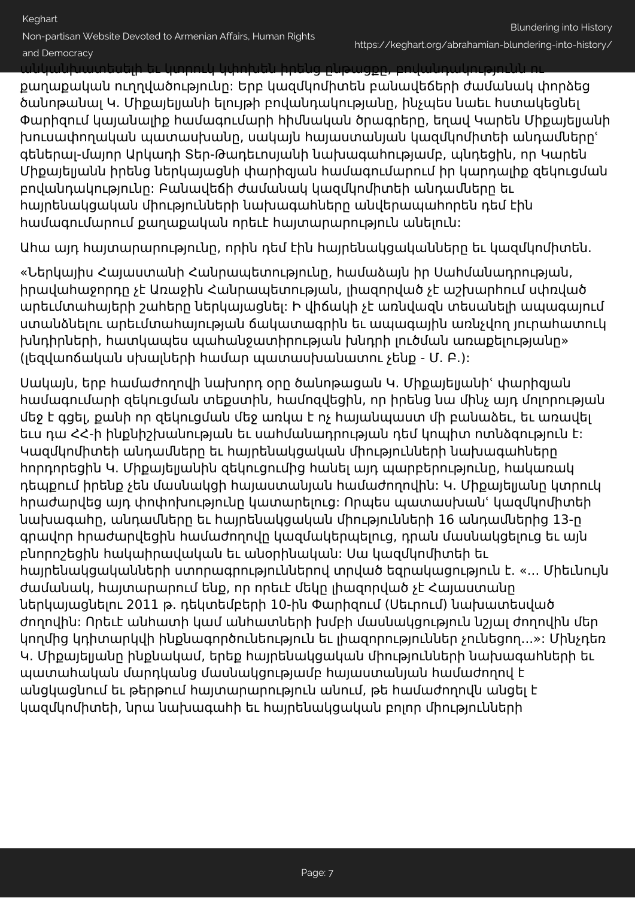անկանխատեսելի եւ կտրուկ կփոխեն իրենց ընթացքը, բովանդակությունն ու քաղաքական ուղղվածությունը: Երբ կազմկոմիտեն բանավեճերի ժամանակ փորձեց ծանոթանալ Կ. Միքայելյանի ելույթի բովանդակությանը, ինչպես նաեւ հստակեցնել Փարիզում կայանալիք համագումարի հիմնական ծրագրերը, եղավ Կարեն Միքայելյանի խուսափողական պատասխանը, սակայն հայաստանյան կազմկոմիտեի անդամները՝ գեներալ-մայոր Արկադի Տեր-Թադեւոսյանի նախագահությամբ, պնդեցին, որ Կարեն Միքայելյանն իրենց ներկայացնի փարիզյան համագումարում իր կարդալիք զեկուցման բովանդակությունը: Բանավեճի ժամանակ կազմկոմիտեի անդամները եւ հայրենակցական միությունների նախագահները անվերապահորեն դեմ էին համագումարում քաղաքական որեւէ հայտարարություն անելուն:

Ահա այդ հայտարարությունը, որին դեմ էին հայրենակցականները եւ կազմկոմիտեն.

«Ներկայիս Հայաստանի Հանրապետությունը, համաձայն իր Սահմանադրության, իրավահաջորդը չէ Առաջին Հանրապետության, լիազորված չէ աշխարհում սփռված արեւմտահայերի շահերը ներկայացնել: Ի վիճակի չէ առնվազն տեսանելի ապագայում ստանձնելու արեւմտահայության ճակատագրին եւ ապագային առնչվող յուրահատուկ խնդիրների, հատկապես պահանջատիրության խնդրի լուծման առաքելությանը» (լեզվաոճական սխալների համար պատասխանատու չենք - Մ. Բ.):

Սակայն, երբ համաժողովի նախորդ օրը ծանոթացան Կ. Միքայելյանի՝ փարիզյան համագումարի զեկուցման տեքստին, համոզվեցին, որ իրենց նա մինչ այդ մոլորության մեջ է գցել, քանի որ զեկուցման մեջ առկա է ոչ հայանպաստ մի բանաձեւ, եւ առավել եւս դա ՀՀ-ի ինքնիշխանության եւ սահմանադրության դեմ կոպիտ ոտնձգություն է: Կազմկոմիտեի անդամները եւ հայրենակցական միությունների նախագահները հորդորեցին Կ. Միքայելյանին զեկուցումից հանել այդ պարբերությունը, հակառակ դեպքում իրենք չեն մասնակցի հայաստանյան համաժողովին: Կ. Միքայելյանը կտրուկ հրաժարվեց այդ փոփոխությունը կատարելուց: Որպես պատասխան՝ կազմկոմիտեի նախագահը, անդամները եւ հայրենակցական միությունների 16 անդամներից 13-ը գրավոր հրաժարվեցին համաժողովը կազմակերպելուց, դրան մասնակցելուց եւ այն բնորոշեցին հակաիրավական եւ անօրինական: Սա կազմկոմիտեի եւ հայրենակցականների ստորագրություններով տրված եզրակացություն է. «... Միեւնույն ժամանակ, հայտարարում ենք, որ որեւէ մեկը լիազորված չէ Հայաստանը ներկայացնելու 2011 թ. դեկտեմբերի 10-ին Փարիզում (Սեւրում) նախատեսված ժողովին: Որեւէ անհատի կամ անհատների խմբի մասնակցություն նշյալ ժողովին մեր կողմից կդիտարկվի ինքնագործունեություն եւ լիազորություններ չունեցող...»: Մինչդեռ Կ. Միքայելյանը ինքնակամ, երեք հայրենակցական միությունների նախագահների եւ պատահական մարդկանց մասնակցությամբ հայաստանյան համաժողով է անցկացնում եւ թերթում հայտարարություն անում, թե համաժողովն անցել է կազմկոմիտեի, նրա նախագահի եւ հայրենակցական բոլոր միությունների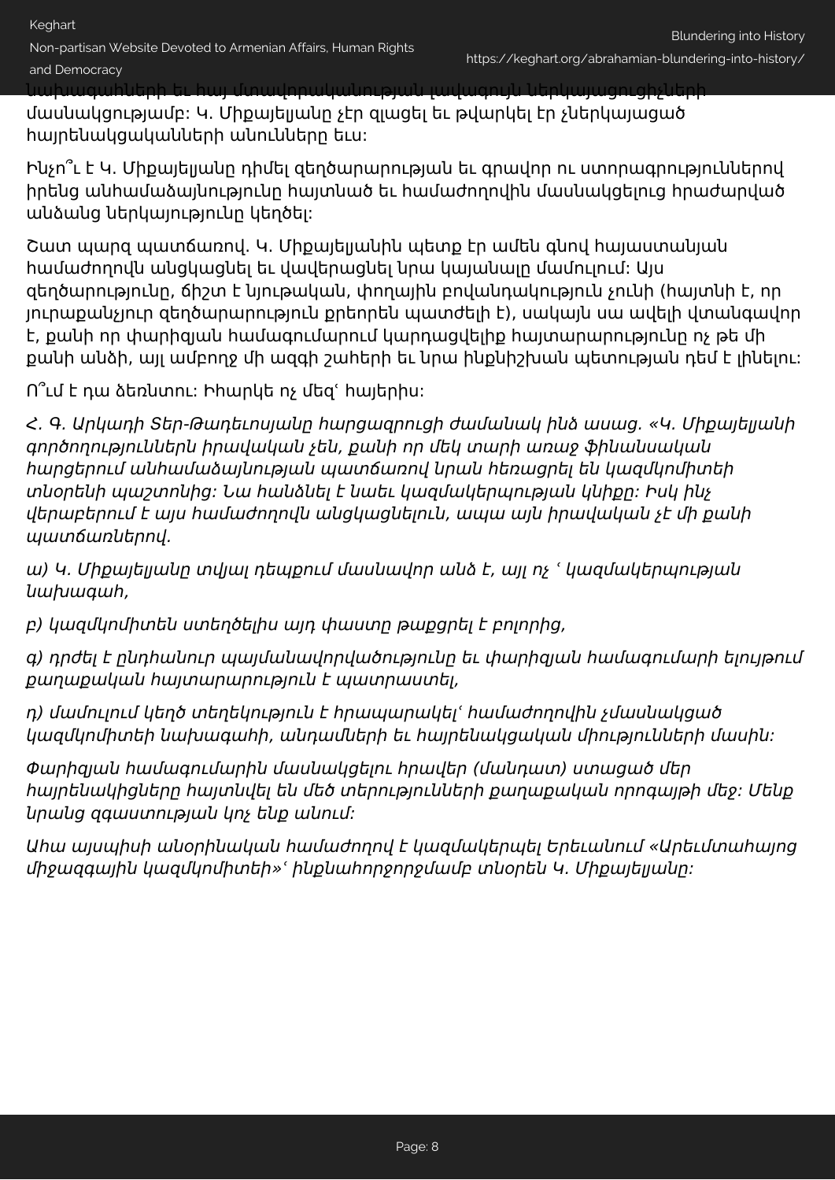նախագահների եւ հայ մտավորականության լավագույն ներկայացուցիչների մասնակցությամբ: Կ. Միքայելյանը չէր զլացել եւ թվարկել էր չներկայացած հայրենակցականների անունները եւս:

Ինչո՞ւ է Կ. Միքայելյանը դիմել զեղծարարության եւ գրավոր ու ստորագրություններով իրենց անհամաձայնությունը հայտնած եւ համաժողովին մասնակցելուց հրաժարված անձանց ներկայությունը կեղծել:

Շատ պարզ պատճառով. Կ. Միքայելյանին պետք էր ամեն գնով հայաստանյան համաժողովն անցկացնել եւ վավերացնել նրա կայանալը մամուլում: Այս զեղծարությունը, ճիշտ է նյութական, փողային բովանդակություն չունի (հայտնի է, որ յուրաքանչյուր զեղծարարություն քրեորեն պատժելի է), սակայն սա ավելի վտանգավոր է, քանի որ փարիզյան համագումարում կարդացվելիք հայտարարությունը ոչ թե մի քանի անձի, այլ ամբողջ մի ազգի շահերի եւ նրա ինքնիշխան պետության դեմ է լինելու:

Ո՞ւմ է դա ձեռնտու: Իհարկե ոչ մեզ՝ հայերիս:

*Հ. Գ. Արկադի Տեր-Թադեւոսյանը հարցազրույցի ժամանակ ինձ ասաց. «Կ. Միքայելյանի գործողություններն իրավական չեն, քանի որ մեկ տարի առաջ ֆինանսական հարցերում անհամաձայնության պատճառով նրան հեռացրել են կազմկոմիտեի տնօրենի պաշտոնից: Նա հանձնել է նաեւ կազմակերպության կնիքը: Իսկ ինչ վերաբերում է այս համաժողովն անցկացնելուն, ապա այն իրավական չէ մի քանի պատճառներով.*

*ա) Կ. Միքայելյանը տվյալ դեպքում մասնավոր անձ է, այլ ոչ ՝ կազմակերպության նախագահ,*

*բ) կազմկոմիտեն ստեղծելիս այդ փաստը թաքցրել է բոլորից,*

*գ) դրժել է ընդհանուր պայմանավորվածությունը եւ փարիզյան համագումարի ելույթում քաղաքական հայտարարություն է պատրաստել,*

*դ) մամուլում կեղծ տեղեկություն է հրապարակել՝ համաժողովին չմասնակցած կազմկոմիտեի նախագահի, անդամների եւ հայրենակցական միությունների մասին:*

*Փարիզյան համագումարին մասնակցելու իրավեր (մանդատ) ստացած մեր հայրենակիցները հայտնվել են մեծ տերությունների քաղաքական որոգայթի մեջ: Մենք նրանց զգաստության կոչ ենք անում:*

*Ահա այսպիսի անօրինական համաժողով է կազմակերպել Երեւանում «Արեւմտահայոց միջազգային կազմկոմիտեի»՝ ինքնահռչակ տնօրեն Կ. Միքայելյանը:*